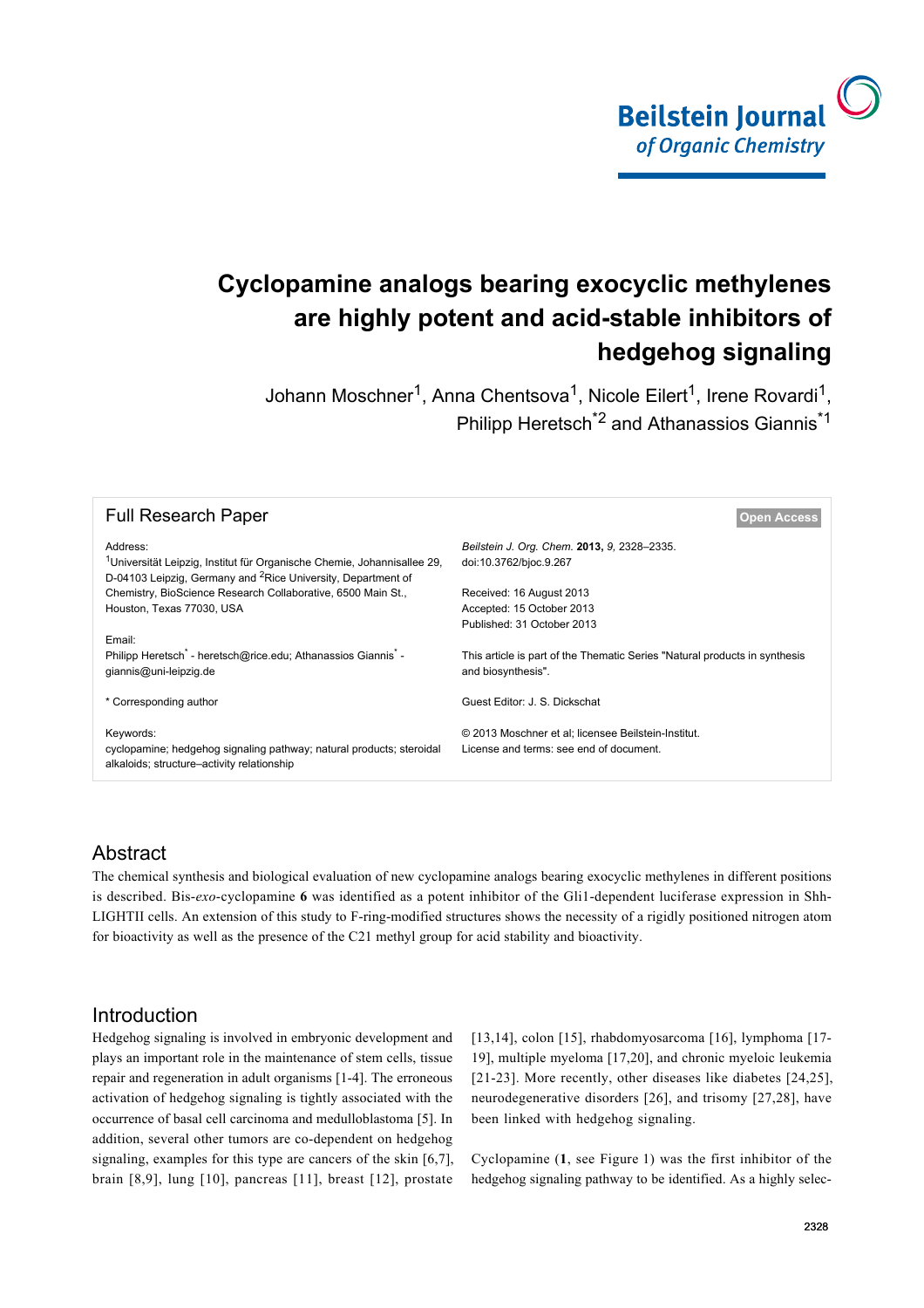# Cyclopamine analogs bearing exocyclic methylenes are highly potent and acid-stable inhibitors of hedgehog signaling

Johann Moschner[1], Anna Chentsova[1], Nicole Eilert[1], Irene Rovardi[1], Philipp Heretsch[*2] and Athanassios Giannis[*1]

**Full Research Paper** — Open Access

Address:
[1]Universität Leipzig, Institut für Organische Chemie, Johannisallee 29, D-04103 Leipzig, Germany and [2]Rice University, Department of Chemistry, BioScience Research Collaborative, 6500 Main St., Houston, Texas 77030, USA

Email:
Philipp Heretsch* - heretsch@rice.edu; Athanassios Giannis* - giannis@uni-leipzig.de

* Corresponding author

Keywords:
cyclopamine; hedgehog signaling pathway; natural products; steroidal alkaloids; structure–activity relationship

*Beilstein J. Org. Chem.* **2013,** *9,* 2328–2335.
doi:10.3762/bjoc.9.267

Received: 16 August 2013
Accepted: 15 October 2013
Published: 31 October 2013

This article is part of the Thematic Series "Natural products in synthesis and biosynthesis".

Guest Editor: J. S. Dickschat

© 2013 Moschner et al; licensee Beilstein-Institut.
License and terms: see end of document.

## Abstract

The chemical synthesis and biological evaluation of new cyclopamine analogs bearing exocyclic methylenes in different positions is described. Bis-*exo*-cyclopamine **6** was identified as a potent inhibitor of the Gli1-dependent luciferase expression in Shh-LIGHTII cells. An extension of this study to F-ring-modified structures shows the necessity of a rigidly positioned nitrogen atom for bioactivity as well as the presence of the C21 methyl group for acid stability and bioactivity.

## Introduction

Hedgehog signaling is involved in embryonic development and plays an important role in the maintenance of stem cells, tissue repair and regeneration in adult organisms [1-4]. The erroneous activation of hedgehog signaling is tightly associated with the occurrence of basal cell carcinoma and medulloblastoma [5]. In addition, several other tumors are co-dependent on hedgehog signaling, examples for this type are cancers of the skin [6,7], brain [8,9], lung [10], pancreas [11], breast [12], prostate [13,14], colon [15], rhabdomyosarcoma [16], lymphoma [17-19], multiple myeloma [17,20], and chronic myeloic leukemia [21-23]. More recently, other diseases like diabetes [24,25], neurodegenerative disorders [26], and trisomy [27,28], have been linked with hedgehog signaling.

Cyclopamine (**1**, see Figure 1) was the first inhibitor of the hedgehog signaling pathway to be identified. As a highly selec-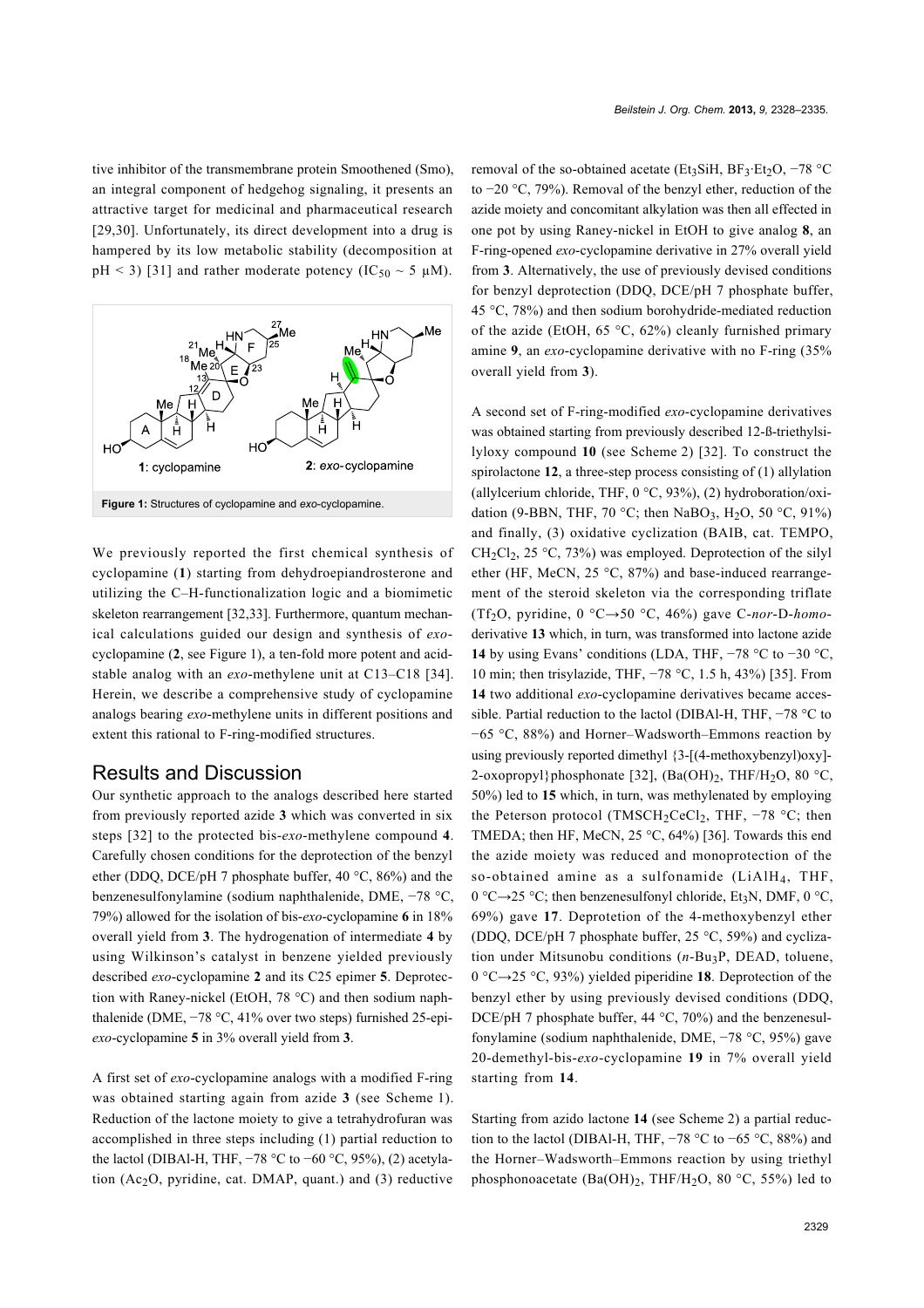tive inhibitor of the transmembrane protein Smoothened (Smo), an integral component of hedgehog signaling, it presents an attractive target for medicinal and pharmaceutical research [29,30]. Unfortunately, its direct development into a drug is hampered by its low metabolic stability (decomposition at pH < 3) [31] and rather moderate potency ($IC_{50}$ ~ 5 μM).

**Figure 1:** Structures of cyclopamine and *exo*-cyclopamine.

We previously reported the first chemical synthesis of cyclopamine (**1**) starting from dehydroepiandrosterone and utilizing the C–H-functionalization logic and a biomimetic skeleton rearrangement [32,33]. Furthermore, quantum mechanical calculations guided our design and synthesis of *exo*-cyclopamine (**2**, see Figure 1), a ten-fold more potent and acid-stable analog with an *exo*-methylene unit at C13–C18 [34]. Herein, we describe a comprehensive study of cyclopamine analogs bearing *exo*-methylene units in different positions and extent this rational to F-ring-modified structures.

## Results and Discussion

Our synthetic approach to the analogs described here started from previously reported azide **3** which was converted in six steps [32] to the protected bis-*exo*-methylene compound **4**. Carefully chosen conditions for the deprotection of the benzyl ether (DDQ, DCE/pH 7 phosphate buffer, 40 °C, 86%) and the benzenesulfonylamine (sodium naphthalenide, DME, −78 °C, 79%) allowed for the isolation of bis-*exo*-cyclopamine **6** in 18% overall yield from **3**. The hydrogenation of intermediate **4** by using Wilkinson's catalyst in benzene yielded previously described *exo*-cyclopamine **2** and its C25 epimer **5**. Deprotection with Raney-nickel (EtOH, 78 °C) and then sodium naphthalenide (DME, −78 °C, 41% over two steps) furnished 25-epi-*exo*-cyclopamine **5** in 3% overall yield from **3**.

A first set of *exo*-cyclopamine analogs with a modified F-ring was obtained starting again from azide **3** (see Scheme 1). Reduction of the lactone moiety to give a tetrahydrofuran was accomplished in three steps including (1) partial reduction to the lactol (DIBAl-H, THF, −78 °C to −60 °C, 95%), (2) acetylation ($Ac_2O$, pyridine, cat. DMAP, quant.) and (3) reductive removal of the so-obtained acetate ($Et_3SiH$, $BF_3·Et_2O$, −78 °C to −20 °C, 79%). Removal of the benzyl ether, reduction of the azide moiety and concomitant alkylation was then all effected in one pot by using Raney-nickel in EtOH to give analog **8**, an F-ring-opened *exo*-cyclopamine derivative in 27% overall yield from **3**. Alternatively, the use of previously devised conditions for benzyl deprotection (DDQ, DCE/pH 7 phosphate buffer, 45 °C, 78%) and then sodium borohydride-mediated reduction of the azide (EtOH, 65 °C, 62%) cleanly furnished primary amine **9**, an *exo*-cyclopamine derivative with no F-ring (35% overall yield from **3**).

A second set of F-ring-modified *exo*-cyclopamine derivatives was obtained starting from previously described 12-ß-triethylsilyloxy compound **10** (see Scheme 2) [32]. To construct the spirolactone **12**, a three-step process consisting of (1) allylation (allylcerium chloride, THF, 0 °C, 93%), (2) hydroboration/oxidation (9-BBN, THF, 70 °C; then $NaBO_3$, $H_2O$, 50 °C, 91%) and finally, (3) oxidative cyclization (BAIB, cat. TEMPO, $CH_2Cl_2$, 25 °C, 73%) was employed. Deprotection of the silyl ether (HF, MeCN, 25 °C, 87%) and base-induced rearrangement of the steroid skeleton via the corresponding triflate ($Tf_2O$, pyridine, 0 °C→50 °C, 46%) gave C-*nor*-D-*homo*-derivative **13** which, in turn, was transformed into lactone azide **14** by using Evans' conditions (LDA, THF, −78 °C to −30 °C, 10 min; then trisylazide, THF, −78 °C, 1.5 h, 43%) [35]. From **14** two additional *exo*-cyclopamine derivatives became accessible. Partial reduction to the lactol (DIBAl-H, THF, −78 °C to −65 °C, 88%) and Horner–Wadsworth–Emmons reaction by using previously reported dimethyl {3-[(4-methoxybenzyl)oxy]-2-oxopropyl}phosphonate [32], ($Ba(OH)_2$, THF/$H_2O$, 80 °C, 50%) led to **15** which, in turn, was methylenated by employing the Peterson protocol ($TMSCH_2CeCl_2$, THF, −78 °C; then TMEDA; then HF, MeCN, 25 °C, 64%) [36]. Towards this end the azide moiety was reduced and monoprotection of the so-obtained amine as a sulfonamide ($LiAlH_4$, THF, 0 °C→25 °C; then benzenesulfonyl chloride, $Et_3N$, DMF, 0 °C, 69%) gave **17**. Depro­tetion of the 4-methoxybenzyl ether (DDQ, DCE/pH 7 phosphate buffer, 25 °C, 59%) and cyclization under Mitsunobu conditions ($n$-$Bu_3P$, DEAD, toluene, 0 °C→25 °C, 93%) yielded piperidine **18**. Deprotection of the benzyl ether by using previously devised conditions (DDQ, DCE/pH 7 phosphate buffer, 44 °C, 70%) and the benzenesulfonylamine (sodium naphthalenide, DME, −78 °C, 95%) gave 20-demethyl-bis-*exo*-cyclopamine **19** in 7% overall yield starting from **14**.

Starting from azido lactone **14** (see Scheme 2) a partial reduction to the lactol (DIBAl-H, THF, −78 °C to −65 °C, 88%) and the Horner–Wadsworth–Emmons reaction by using triethyl phosphonoacetate ($Ba(OH)_2$, THF/$H_2O$, 80 °C, 55%) led to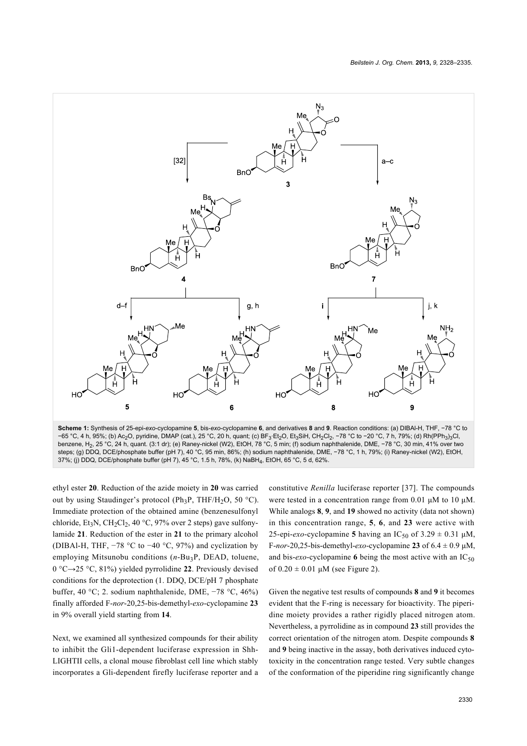**Scheme 1:** Synthesis of 25-epi-*exo*-cyclopamine **5**, bis-*exo*-cyclopamine **6**, and derivatives **8** and **9**. Reaction conditions: (a) DIBAl-H, THF, −78 °C to −65 °C, 4 h, 95%; (b) $Ac_2O$, pyridine, DMAP (cat.), 25 °C, 20 h, quant; (c) $BF_3 \cdot Et_2O$, $Et_3SiH$, $CH_2Cl_2$, −78 °C to −20 °C, 7 h, 79%; (d) $Rh(PPh_3)_3Cl$, benzene, $H_2$, 25 °C, 24 h, quant. (3:1 dr); (e) Raney-nickel (W2), EtOH, 78 °C, 5 min; (f) sodium naphthalenide, DME, −78 °C, 30 min, 41% over two steps; (g) DDQ, DCE/phosphate buffer (pH 7), 40 °C, 95 min, 86%; (h) sodium naphthalenide, DME, −78 °C, 1 h, 79%; (i) Raney-nickel (W2), EtOH, 37%; (j) DDQ, DCE/phosphate buffer (pH 7), 45 °C, 1.5 h, 78%, (k) $NaBH_4$, EtOH, 65 °C, 5 d, 62%.

ethyl ester **20**. Reduction of the azide moiety in **20** was carried out by using Staudinger's protocol ($Ph_3P$, THF/$H_2O$, 50 °C). Immediate protection of the obtained amine (benzenesulfonyl chloride, $Et_3N$, $CH_2Cl_2$, 40 °C, 97% over 2 steps) gave sulfonylamide **21**. Reduction of the ester in **21** to the primary alcohol (DIBAl-H, THF, −78 °C to −40 °C, 97%) and cyclization by employing Mitsunobu conditions ($n$-$Bu_3P$, DEAD, toluene, 0 °C→25 °C, 81%) yielded pyrrolidine **22**. Previously devised conditions for the deprotection (1. DDQ, DCE/pH 7 phosphate buffer, 40 °C; 2. sodium naphthalenide, DME, −78 °C, 46%) finally afforded F-*nor*-20,25-bis-demethyl-*exo*-cyclopamine **23** in 9% overall yield starting from **14**.

Next, we examined all synthesized compounds for their ability to inhibit the Gli1-dependent luciferase expression in Shh-LIGHTII cells, a clonal mouse fibroblast cell line which stably incorporates a Gli-dependent firefly luciferase reporter and a constitutive *Renilla* luciferase reporter [37]. The compounds were tested in a concentration range from 0.01 µM to 10 µM. While analogs **8**, **9**, and **19** showed no activity (data not shown) in this concentration range, **5**, **6**, and **23** were active with 25-epi-*exo*-cyclopamine **5** having an $IC_{50}$ of 3.29 ± 0.31 µM, F-*nor*-20,25-bis-demethyl-*exo*-cyclopamine **23** of 6.4 ± 0.9 µM, and bis-*exo*-cyclopamine **6** being the most active with an $IC_{50}$ of 0.20 ± 0.01 µM (see Figure 2).

Given the negative test results of compounds **8** and **9** it becomes evident that the F-ring is necessary for bioactivity. The piperidine moiety provides a rather rigidly placed nitrogen atom. Nevertheless, a pyrrolidine as in compound **23** still provides the correct orientation of the nitrogen atom. Despite compounds **8** and **9** being inactive in the assay, both derivatives induced cytotoxicity in the concentration range tested. Very subtle changes of the conformation of the piperidine ring significantly change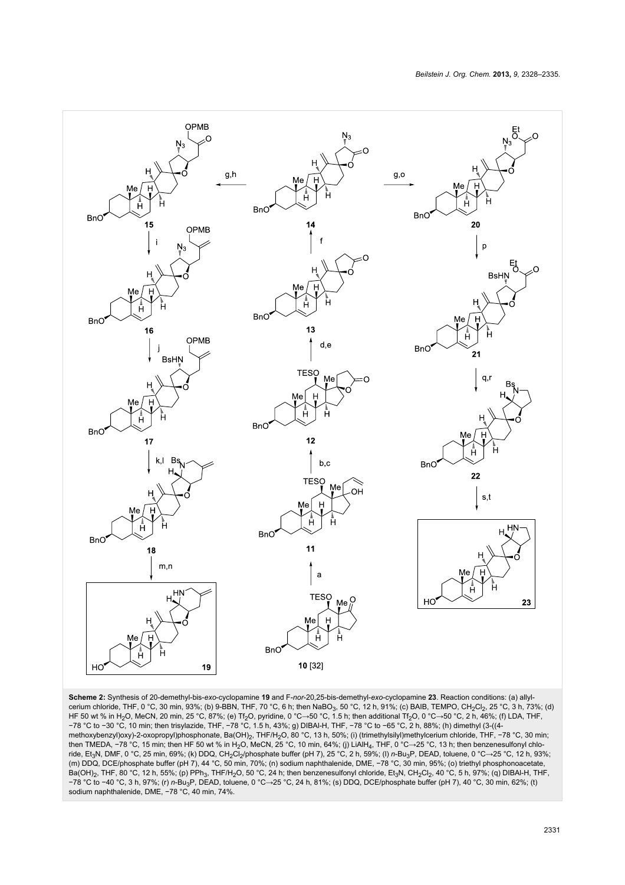**Scheme 2:** Synthesis of 20-demethyl-bis-*exo*-cyclopamine **19** and F-*nor*-20,25-bis-demethyl-*exo*-cyclopamine **23**. Reaction conditions: (a) allylcerium chloride, THF, 0 °C, 30 min, 93%; (b) 9-BBN, THF, 70 °C, 6 h; then $NaBO_3$, 50 °C, 12 h, 91%; (c) BAIB, TEMPO, $CH_2Cl_2$, 25 °C, 3 h, 73%; (d) HF 50 wt % in $H_2O$, MeCN, 20 min, 25 °C, 87%; (e) $Tf_2O$, pyridine, 0 °C→50 °C, 1.5 h; then additional $Tf_2O$, 0 °C→50 °C, 2 h, 46%; (f) LDA, THF, −78 °C to −30 °C, 10 min; then trisylazide, THF, −78 °C, 1.5 h, 43%; g) DIBAl-H, THF, −78 °C to −65 °C, 2 h, 88%; (h) dimethyl (3-((4-methoxybenzyl)oxy)-2-oxopropyl)phosphonate, $Ba(OH)_2$, THF/$H_2O$, 80 °C, 13 h, 50%; (i) (trimethylsilyl)methylcerium chloride, THF, −78 °C, 30 min; then TMEDA, −78 °C, 15 min; then HF 50 wt % in $H_2O$, MeCN, 25 °C, 10 min, 64%; (j) $LiAlH_4$, THF, 0 °C→25 °C, 13 h; then benzenesulfonyl chloride, $Et_3N$, DMF, 0 °C, 25 min, 69%; (k) DDQ, $CH_2Cl_2$/phosphate buffer (pH 7), 25 °C, 2 h, 59%; (l) *n*-$Bu_3P$, DEAD, toluene, 0 °C→25 °C, 12 h, 93%; (m) DDQ, DCE/phosphate buffer (pH 7), 44 °C, 50 min, 70%; (n) sodium naphthalenide, DME, −78 °C, 30 min, 95%; (o) triethyl phosphonoacetate, $Ba(OH)_2$, THF, 80 °C, 12 h, 55%; (p) $PPh_3$, THF/$H_2O$, 50 °C, 24 h; then benzenesulfonyl chloride, $Et_3N$, $CH_2Cl_2$, 40 °C, 5 h, 97%; (q) DIBAl-H, THF, −78 °C to −40 °C, 3 h, 97%; (r) *n*-$Bu_3P$, DEAD, toluene, 0 °C→25 °C, 24 h, 81%; (s) DDQ, DCE/phosphate buffer (pH 7), 40 °C, 30 min, 62%; (t) sodium naphthalenide, DME, −78 °C, 40 min, 74%.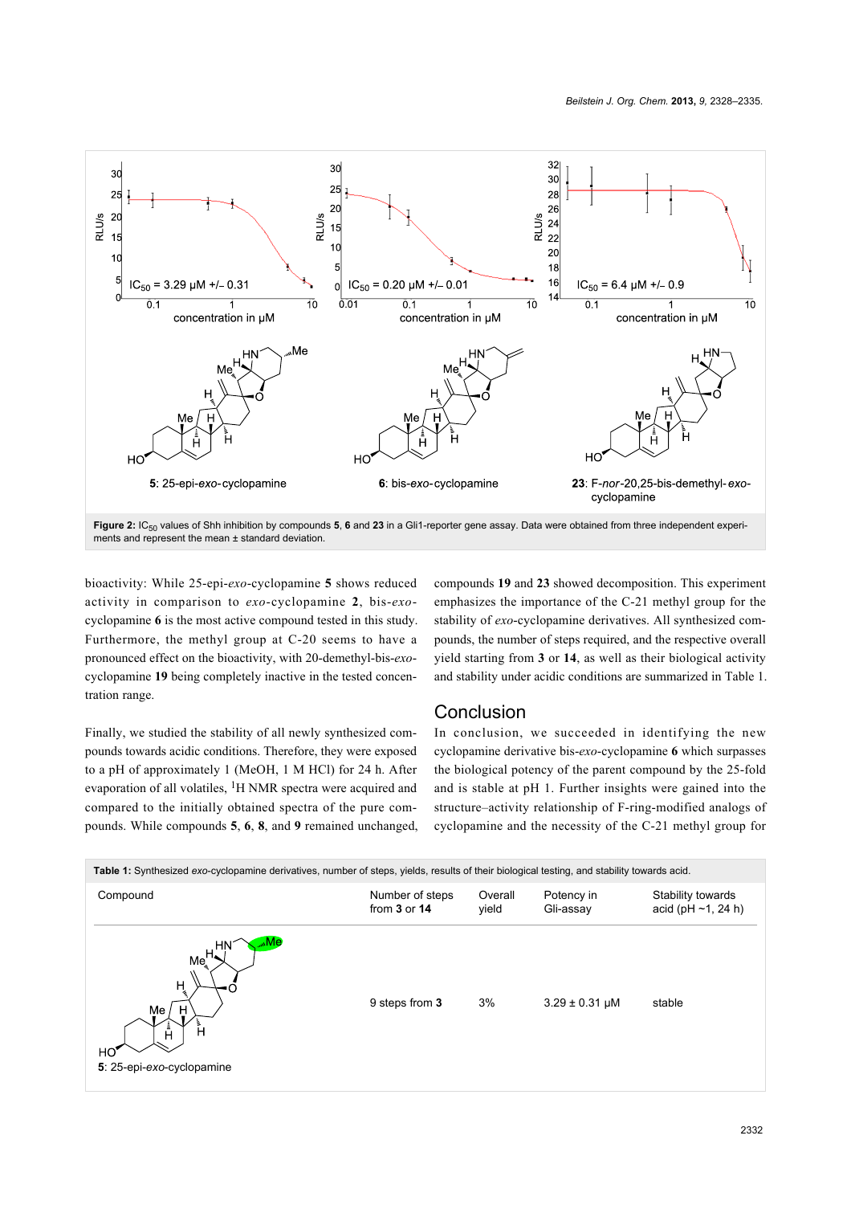**Figure 2:** $IC_{50}$ values of Shh inhibition by compounds **5**, **6** and **23** in a Gli1-reporter gene assay. Data were obtained from three independent experiments and represent the mean ± standard deviation.

bioactivity: While 25-epi-*exo*-cyclopamine **5** shows reduced activity in comparison to *exo*-cyclopamine **2**, bis-*exo*-cyclopamine **6** is the most active compound tested in this study. Furthermore, the methyl group at C-20 seems to have a pronounced effect on the bioactivity, with 20-demethyl-bis-*exo*-cyclopamine **19** being completely inactive in the tested concentration range.

Finally, we studied the stability of all newly synthesized compounds towards acidic conditions. Therefore, they were exposed to a pH of approximately 1 (MeOH, 1 M HCl) for 24 h. After evaporation of all volatiles, $^{1}H$ NMR spectra were acquired and compared to the initially obtained spectra of the pure compounds. While compounds **5**, **6**, **8**, and **9** remained unchanged, compounds **19** and **23** showed decomposition. This experiment emphasizes the importance of the C-21 methyl group for the stability of *exo*-cyclopamine derivatives. All synthesized compounds, the number of steps required, and the respective overall yield starting from **3** or **14**, as well as their biological activity and stability under acidic conditions are summarized in Table 1.

## Conclusion

In conclusion, we succeeded in identifying the new cyclopamine derivative bis-*exo*-cyclopamine **6** which surpasses the biological potency of the parent compound by the 25-fold and is stable at pH 1. Further insights were gained into the structure–activity relationship of F-ring-modified analogs of cyclopamine and the necessity of the C-21 methyl group for

**Table 1:** Synthesized *exo*-cyclopamine derivatives, number of steps, yields, results of their biological testing, and stability towards acid.

| Compound | Number of steps from **3** or **14** | Overall yield | Potency in Gli-assay | Stability towards acid (pH ~1, 24 h) |
|---|---|---|---|---|
| **5**: 25-epi-*exo*-cyclopamine | 9 steps from **3** | 3% | 3.29 ± 0.31 µM | stable |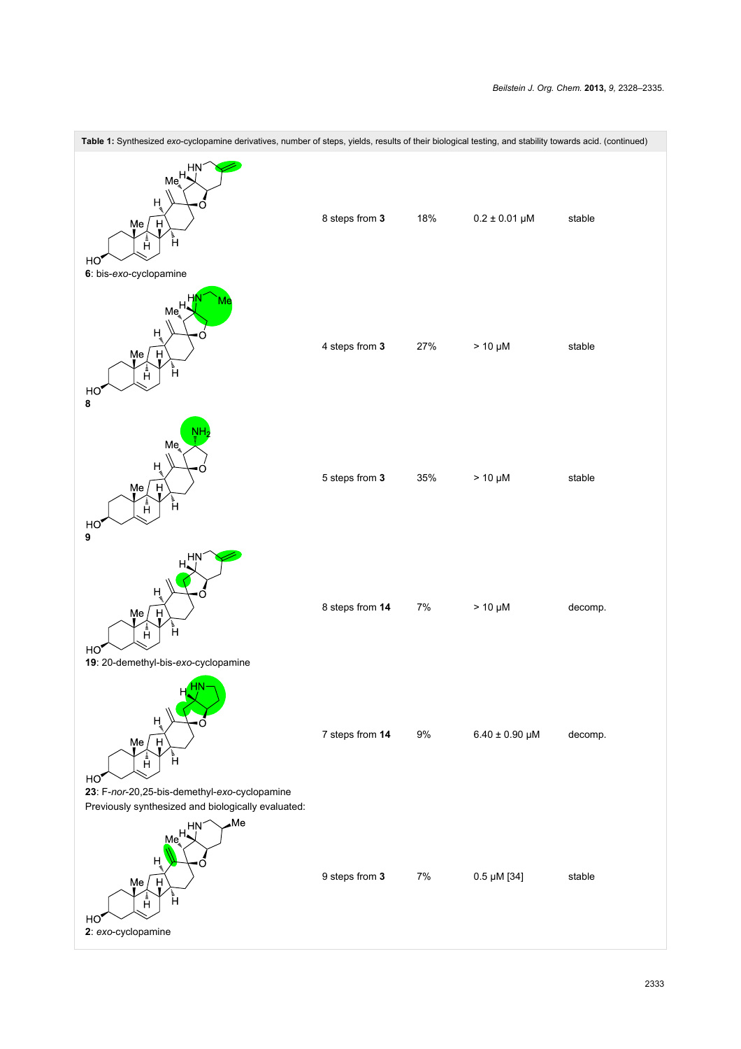**Table 1:** Synthesized *exo*-cyclopamine derivatives, number of steps, yields, results of their biological testing, and stability towards acid. (continued)

| Compound | Steps | Yield | Activity | Acid stability |
|---|---|---|---|---|
| **6**: bis-*exo*-cyclopamine | 8 steps from **3** | 18% | 0.2 ± 0.01 µM | stable |
| **8** | 4 steps from **3** | 27% | > 10 µM | stable |
| **9** | 5 steps from **3** | 35% | > 10 µM | stable |
| **19**: 20-demethyl-bis-*exo*-cyclopamine | 8 steps from **14** | 7% | > 10 µM | decomp. |
| **23**: F-*nor*-20,25-bis-demethyl-*exo*-cyclopamine | 7 steps from **14** | 9% | 6.40 ± 0.90 µM | decomp. |
| Previously synthesized and biologically evaluated: | | | | |
| **2**: *exo*-cyclopamine | 9 steps from **3** | 7% | 0.5 µM [34] | stable |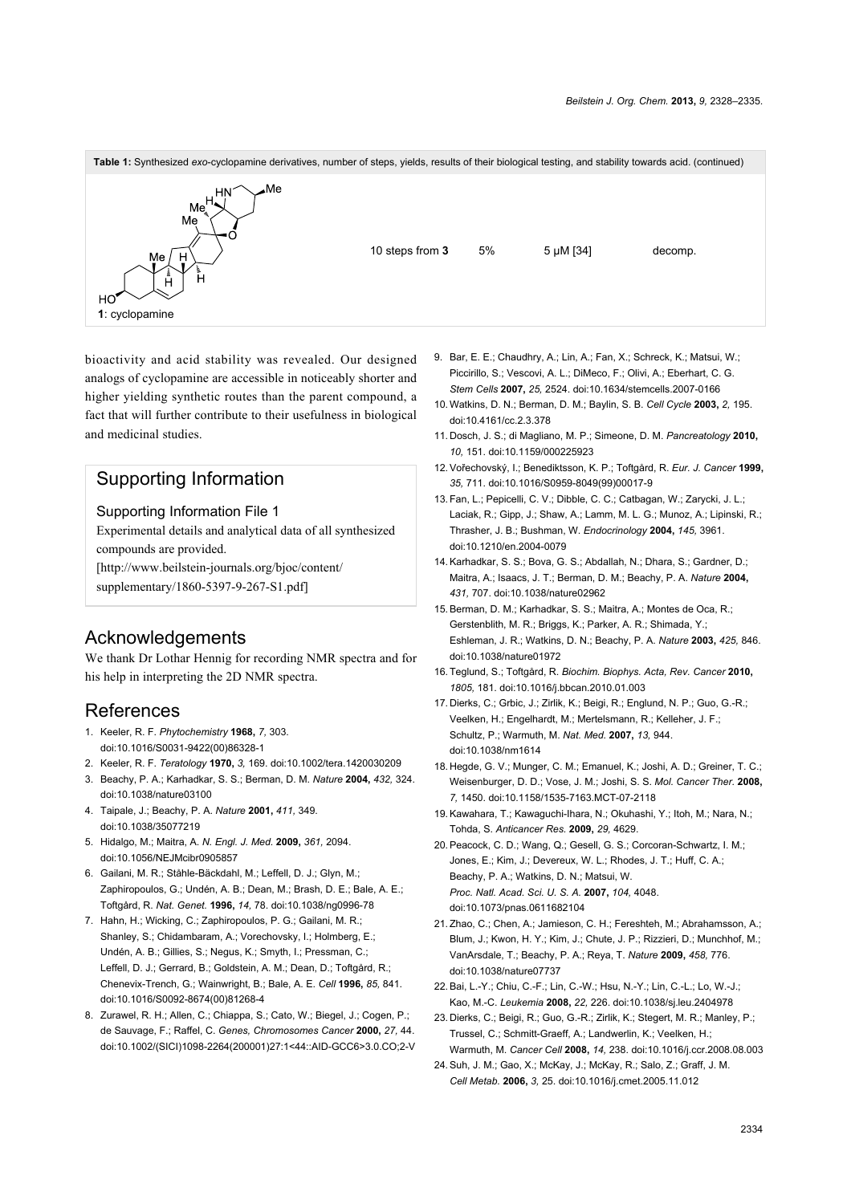**Table 1:** Synthesized *exo*-cyclopamine derivatives, number of steps, yields, results of their biological testing, and stability towards acid. (continued)

| | | | | |
|---|---|---|---|---|
| **1**: cyclopamine | 10 steps from **3** | 5% | 5 μM [34] | decomp. |

bioactivity and acid stability was revealed. Our designed analogs of cyclopamine are accessible in noticeably shorter and higher yielding synthetic routes than the parent compound, a fact that will further contribute to their usefulness in biological and medicinal studies.

## Supporting Information

### Supporting Information File 1

Experimental details and analytical data of all synthesized compounds are provided.
[http://www.beilstein-journals.org/bjoc/content/supplementary/1860-5397-9-267-S1.pdf]

## Acknowledgements

We thank Dr Lothar Hennig for recording NMR spectra and for his help in interpreting the 2D NMR spectra.

## References

1. Keeler, R. F. *Phytochemistry* **1968,** *7,* 303. doi:10.1016/S0031-9422(00)86328-1
2. Keeler, R. F. *Teratology* **1970,** *3,* 169. doi:10.1002/tera.1420030209
3. Beachy, P. A.; Karhadkar, S. S.; Berman, D. M. *Nature* **2004,** *432,* 324. doi:10.1038/nature03100
4. Taipale, J.; Beachy, P. A. *Nature* **2001,** *411,* 349. doi:10.1038/35077219
5. Hidalgo, M.; Maitra, A. *N. Engl. J. Med.* **2009,** *361,* 2094. doi:10.1056/NEJMcibr0905857
6. Gailani, M. R.; Ståhle-Bäckdahl, M.; Leffell, D. J.; Glyn, M.; Zaphiropoulos, G.; Undén, A. B.; Dean, M.; Brash, D. E.; Bale, A. E.; Toftgård, R. *Nat. Genet.* **1996,** *14,* 78. doi:10.1038/ng0996-78
7. Hahn, H.; Wicking, C.; Zaphiropoulos, P. G.; Gailani, M. R.; Shanley, S.; Chidambaram, A.; Vorechovsky, I.; Holmberg, E.; Undén, A. B.; Gillies, S.; Negus, K.; Smyth, I.; Pressman, C.; Leffell, D. J.; Gerrard, B.; Goldstein, A. M.; Dean, D.; Toftgård, R.; Chenevix-Trench, G.; Wainwright, B.; Bale, A. E. *Cell* **1996,** *85,* 841. doi:10.1016/S0092-8674(00)81268-4
8. Zurawel, R. H.; Allen, C.; Chiappa, S.; Cato, W.; Biegel, J.; Cogen, P.; de Sauvage, F.; Raffel, C. *Genes, Chromosomes Cancer* **2000,** *27,* 44. doi:10.1002/(SICI)1098-2264(200001)27:1<44::AID-GCC6>3.0.CO;2-V
9. Bar, E. E.; Chaudhry, A.; Lin, A.; Fan, X.; Schreck, K.; Matsui, W.; Piccirillo, S.; Vescovi, A. L.; DiMeco, F.; Olivi, A.; Eberhart, C. G. *Stem Cells* **2007,** *25,* 2524. doi:10.1634/stemcells.2007-0166
10. Watkins, D. N.; Berman, D. M.; Baylin, S. B. *Cell Cycle* **2003,** *2,* 195. doi:10.4161/cc.2.3.378
11. Dosch, J. S.; di Magliano, M. P.; Simeone, D. M. *Pancreatology* **2010,** *10,* 151. doi:10.1159/000225923
12. Vořechovský, I.; Benediktsson, K. P.; Toftgård, R. *Eur. J. Cancer* **1999,** *35,* 711. doi:10.1016/S0959-8049(99)00017-9
13. Fan, L.; Pepicelli, C. V.; Dibble, C. C.; Catbagan, W.; Zarycki, J. L.; Laciak, R.; Gipp, J.; Shaw, A.; Lamm, M. L. G.; Munoz, A.; Lipinski, R.; Thrasher, J. B.; Bushman, W. *Endocrinology* **2004,** *145,* 3961. doi:10.1210/en.2004-0079
14. Karhadkar, S. S.; Bova, G. S.; Abdallah, N.; Dhara, S.; Gardner, D.; Maitra, A.; Isaacs, J. T.; Berman, D. M.; Beachy, P. A. *Nature* **2004,** *431,* 707. doi:10.1038/nature02962
15. Berman, D. M.; Karhadkar, S. S.; Maitra, A.; Montes de Oca, R.; Gerstenblith, M. R.; Briggs, K.; Parker, A. R.; Shimada, Y.; Eshleman, J. R.; Watkins, D. N.; Beachy, P. A. *Nature* **2003,** *425,* 846. doi:10.1038/nature01972
16. Teglund, S.; Toftgård, R. *Biochim. Biophys. Acta, Rev. Cancer* **2010,** *1805,* 181. doi:10.1016/j.bbcan.2010.01.003
17. Dierks, C.; Grbic, J.; Zirlik, K.; Beigi, R.; Englund, N. P.; Guo, G.-R.; Veelken, H.; Engelhardt, M.; Mertelsmann, R.; Kelleher, J. F.; Schultz, P.; Warmuth, M. *Nat. Med.* **2007,** *13,* 944. doi:10.1038/nm1614
18. Hegde, G. V.; Munger, C. M.; Emanuel, K.; Joshi, A. D.; Greiner, T. C.; Weisenburger, D. D.; Vose, J. M.; Joshi, S. S. *Mol. Cancer Ther.* **2008,** *7,* 1450. doi:10.1158/1535-7163.MCT-07-2118
19. Kawahara, T.; Kawaguchi-Ihara, N.; Okuhashi, Y.; Itoh, M.; Nara, N.; Tohda, S. *Anticancer Res.* **2009,** *29,* 4629.
20. Peacock, C. D.; Wang, Q.; Gesell, G. S.; Corcoran-Schwartz, I. M.; Jones, E.; Kim, J.; Devereux, W. L.; Rhodes, J. T.; Huff, C. A.; Beachy, P. A.; Watkins, D. N.; Matsui, W. *Proc. Natl. Acad. Sci. U. S. A.* **2007,** *104,* 4048. doi:10.1073/pnas.0611682104
21. Zhao, C.; Chen, A.; Jamieson, C. H.; Fereshteh, M.; Abrahamsson, A.; Blum, J.; Kwon, H. Y.; Kim, J.; Chute, J. P.; Rizzieri, D.; Munchhof, M.; VanArsdale, T.; Beachy, P. A.; Reya, T. *Nature* **2009,** *458,* 776. doi:10.1038/nature07737
22. Bai, L.-Y.; Chiu, C.-F.; Lin, C.-W.; Hsu, N.-Y.; Lin, C.-L.; Lo, W.-J.; Kao, M.-C. *Leukemia* **2008,** *22,* 226. doi:10.1038/sj.leu.2404978
23. Dierks, C.; Beigi, R.; Guo, G.-R.; Zirlik, K.; Stegert, M. R.; Manley, P.; Trussel, C.; Schmitt-Graeff, A.; Landwerlin, K.; Veelken, H.; Warmuth, M. *Cancer Cell* **2008,** *14,* 238. doi:10.1016/j.ccr.2008.08.003
24. Suh, J. M.; Gao, X.; McKay, J.; McKay, R.; Salo, Z.; Graff, J. M. *Cell Metab.* **2006,** *3,* 25. doi:10.1016/j.cmet.2005.11.012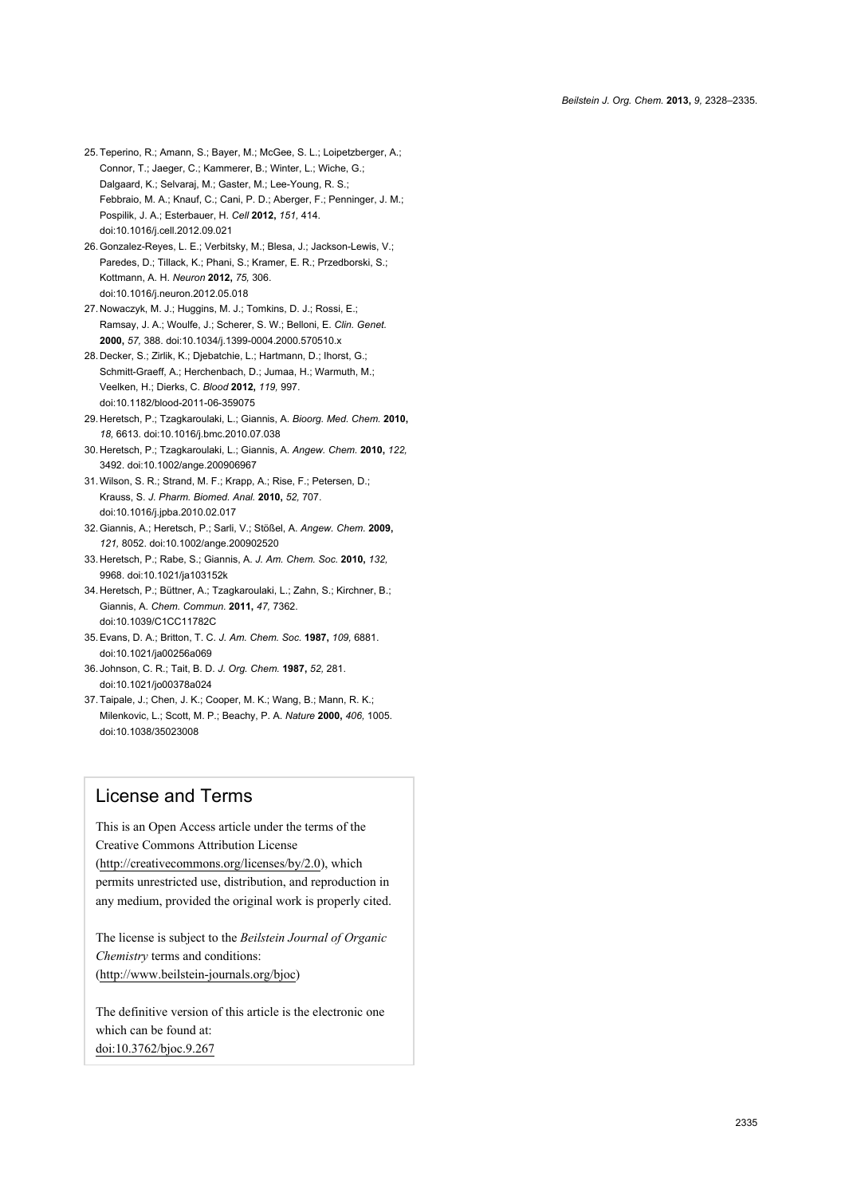25. Teperino, R.; Amann, S.; Bayer, M.; McGee, S. L.; Loipetzberger, A.; Connor, T.; Jaeger, C.; Kammerer, B.; Winter, L.; Wiche, G.; Dalgaard, K.; Selvaraj, M.; Gaster, M.; Lee-Young, R. S.; Febbraio, M. A.; Knauf, C.; Cani, P. D.; Aberger, F.; Penninger, J. M.; Pospilik, J. A.; Esterbauer, H. *Cell* **2012,** *151,* 414. doi:10.1016/j.cell.2012.09.021
26. Gonzalez-Reyes, L. E.; Verbitsky, M.; Blesa, J.; Jackson-Lewis, V.; Paredes, D.; Tillack, K.; Phani, S.; Kramer, E. R.; Przedborski, S.; Kottmann, A. H. *Neuron* **2012,** *75,* 306. doi:10.1016/j.neuron.2012.05.018
27. Nowaczyk, M. J.; Huggins, M. J.; Tomkins, D. J.; Rossi, E.; Ramsay, J. A.; Woulfe, J.; Scherer, S. W.; Belloni, E. *Clin. Genet.* **2000,** *57,* 388. doi:10.1034/j.1399-0004.2000.570510.x
28. Decker, S.; Zirlik, K.; Djebatchie, L.; Hartmann, D.; Ihorst, G.; Schmitt-Graeff, A.; Herchenbach, D.; Jumaa, H.; Warmuth, M.; Veelken, H.; Dierks, C. *Blood* **2012,** *119,* 997. doi:10.1182/blood-2011-06-359075
29. Heretsch, P.; Tzagkaroulaki, L.; Giannis, A. *Bioorg. Med. Chem.* **2010,** *18,* 6613. doi:10.1016/j.bmc.2010.07.038
30. Heretsch, P.; Tzagkaroulaki, L.; Giannis, A. *Angew. Chem.* **2010,** *122,* 3492. doi:10.1002/ange.200906967
31. Wilson, S. R.; Strand, M. F.; Krapp, A.; Rise, F.; Petersen, D.; Krauss, S. *J. Pharm. Biomed. Anal.* **2010,** *52,* 707. doi:10.1016/j.jpba.2010.02.017
32. Giannis, A.; Heretsch, P.; Sarli, V.; Stößel, A. *Angew. Chem.* **2009,** *121,* 8052. doi:10.1002/ange.200902520
33. Heretsch, P.; Rabe, S.; Giannis, A. *J. Am. Chem. Soc.* **2010,** *132,* 9968. doi:10.1021/ja103152k
34. Heretsch, P.; Büttner, A.; Tzagkaroulaki, L.; Zahn, S.; Kirchner, B.; Giannis, A. *Chem. Commun.* **2011,** *47,* 7362. doi:10.1039/C1CC11782C
35. Evans, D. A.; Britton, T. C. *J. Am. Chem. Soc.* **1987,** *109,* 6881. doi:10.1021/ja00256a069
36. Johnson, C. R.; Tait, B. D. *J. Org. Chem.* **1987,** *52,* 281. doi:10.1021/jo00378a024
37. Taipale, J.; Chen, J. K.; Cooper, M. K.; Wang, B.; Mann, R. K.; Milenkovic, L.; Scott, M. P.; Beachy, P. A. *Nature* **2000,** *406,* 1005. doi:10.1038/35023008

## License and Terms

This is an Open Access article under the terms of the Creative Commons Attribution License (http://creativecommons.org/licenses/by/2.0), which permits unrestricted use, distribution, and reproduction in any medium, provided the original work is properly cited.

The license is subject to the *Beilstein Journal of Organic Chemistry* terms and conditions: (http://www.beilstein-journals.org/bjoc)

The definitive version of this article is the electronic one which can be found at: doi:10.3762/bjoc.9.267